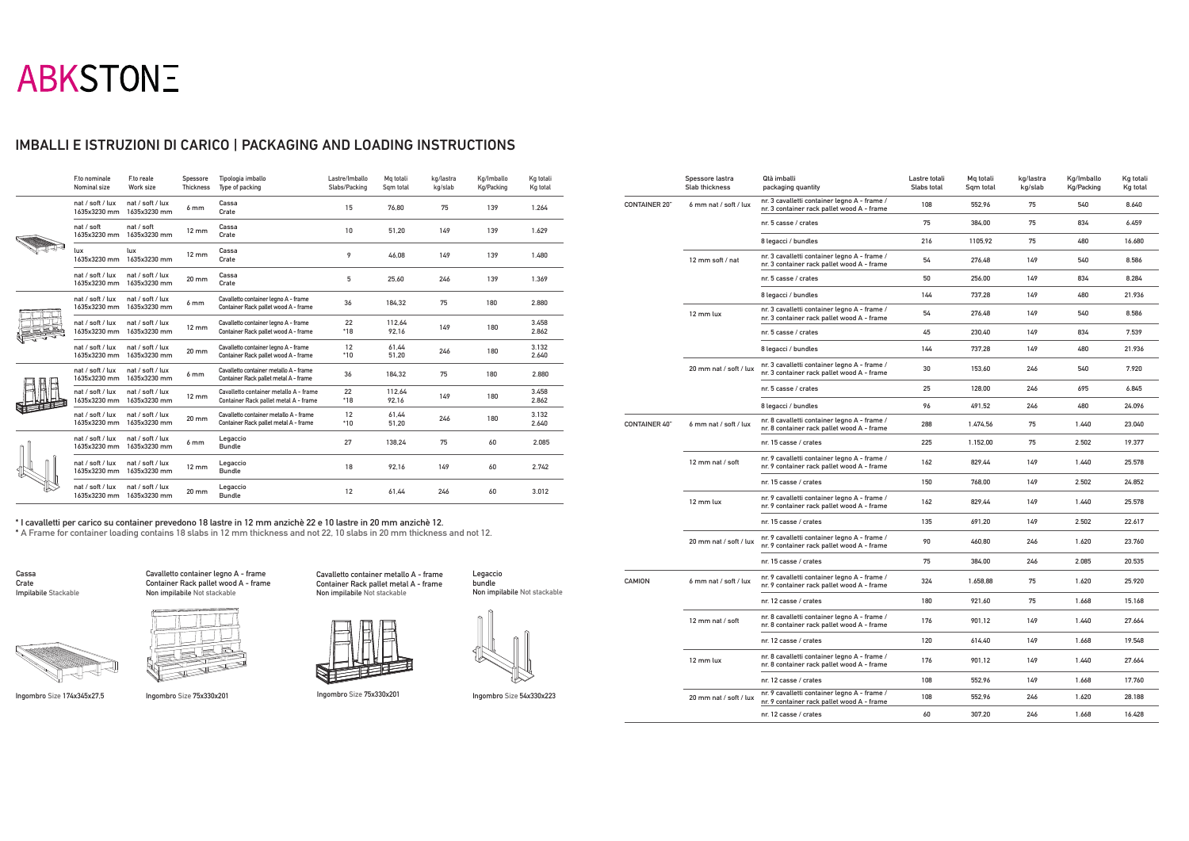# ABKSTONE

## IMBALLI E ISTRUZIONI DI CARICO | PACKAGING AND LOADING INSTRUCTIONS

| F.to nominale Nominal size | F.to reale Work size | Spessore Thickness | Tipologia imballo Type of packing | Lastre/Imballo Slabs/Packing | Mq totali Sqm total | kg/lastra kg/slab | Kg/Imballo Kg/Packing | Kg totali Kg total |
|---|---|---|---|---|---|---|---|---|
| nat / soft / lux 1635x3230 mm | nat / soft / lux 1635x3230 mm | 6 mm | Cassa Crate | 15 | 76,80 | 75 | 139 | 1.264 |
| nat / soft 1635x3230 mm | nat / soft 1635x3230 mm | 12 mm | Cassa Crate | 10 | 51,20 | 149 | 139 | 1.629 |
| lux 1635x3230 mm | lux 1635x3230 mm | 12 mm | Cassa Crate | 9 | 46,08 | 149 | 139 | 1.480 |
| nat / soft / lux 1635x3230 mm | nat / soft / lux 1635x3230 mm | 20 mm | Cassa Crate | 5 | 25,60 | 246 | 139 | 1.369 |
| nat / soft / lux 1635x3230 mm | nat / soft / lux 1635x3230 mm | 6 mm | Cavalletto container legno A - frame Container Rack pallet wood A - frame | 36 | 184,32 | 75 | 180 | 2.880 |
| nat / soft / lux 1635x3230 mm | nat / soft / lux 1635x3230 mm | 12 mm | Cavalletto container legno A - frame Container Rack pallet wood A - frame | 22 *18 | 112,64 92,16 | 149 | 180 | 3.458 2.862 |
| nat / soft / lux 1635x3230 mm | nat / soft / lux 1635x3230 mm | 20 mm | Cavalletto container legno A - frame Container Rack pallet wood A - frame | 12 *10 | 61,44 51,20 | 246 | 180 | 3.132 2.640 |
| nat / soft / lux 1635x3230 mm | nat / soft / lux 1635x3230 mm | 6 mm | Cavalletto container metallo A - frame Container Rack pallet metal A - frame | 36 | 184,32 | 75 | 180 | 2.880 |
| nat / soft / lux 1635x3230 mm | nat / soft / lux 1635x3230 mm | 12 mm | Cavalletto container metallo A - frame Container Rack pallet metal A - frame | 22 *18 | 112,64 92,16 | 149 | 180 | 3.458 2.862 |
| nat / soft / lux 1635x3230 mm | nat / soft / lux 1635x3230 mm | 20 mm | Cavalletto container metallo A - frame Container Rack pallet metal A - frame | 12 *10 | 61,44 51,20 | 246 | 180 | 3.132 2.640 |
| nat / soft / lux 1635x3230 mm | nat / soft / lux 1635x3230 mm | 6 mm | Legaccio Bundle | 27 | 138,24 | 75 | 60 | 2.085 |
| nat / soft / lux 1635x3230 mm | nat / soft / lux 1635x3230 mm | 12 mm | Legaccio Bundle | 18 | 92,16 | 149 | 60 | 2.742 |
| nat / soft / lux 1635x3230 mm | nat / soft / lux 1635x3230 mm | 20 mm | Legaccio Bundle | 12 | 61,44 | 246 | 60 | 3.012 |

\* I cavalletti per carico su container prevedono 18 lastre in 12 mm anzichè 22 e 10 lastre in 20 mm anzichè 12.
\* A Frame for container loading contains 18 slabs in 12 mm thickness and not 22, 10 slabs in 20 mm thickness and not 12.

**Cassa** Crate
Impilabile Stackable
Ingombro Size 174x345x27,5

**Cavalletto container legno A - frame** Container Rack pallet wood A - frame
Non impilabile Not stackable
Ingombro Size 75x330x201

**Cavalletto container metallo A - frame** Container Rack pallet metal A - frame
Non impilabile Not stackable
Ingombro Size 75x330x201

**Legaccio** bundle
Non impilabile Not stackable
Ingombro Size 54x330x223

| | Spessore lastra Slab thickness | Qtà imballi packaging quantity | Lastre totali Slabs total | Mq totali Sqm total | kg/lastra kg/slab | Kg/Imballo Kg/Packing | Kg totali Kg total |
|---|---|---|---|---|---|---|---|
| CONTAINER 20" | 6 mm nat / soft / lux | nr. 3 cavalletti container legno A - frame / nr. 3 container rack pallet wood A - frame | 108 | 552,96 | 75 | 540 | 8.640 |
| | | nr. 5 casse / crates | 75 | 384,00 | 75 | 834 | 6.459 |
| | | 8 legacci / bundles | 216 | 1105,92 | 75 | 480 | 16.680 |
| | 12 mm soft / nat | nr. 3 cavalletti container legno A - frame / nr. 3 container rack pallet wood A - frame | 54 | 276,48 | 149 | 540 | 8.586 |
| | | nr. 5 casse / crates | 50 | 256,00 | 149 | 834 | 8.284 |
| | | 8 legacci / bundles | 144 | 737,28 | 149 | 480 | 21.936 |
| | 12 mm lux | nr. 3 cavalletti container legno A - frame / nr. 3 container rack pallet wood A - frame | 54 | 276,48 | 149 | 540 | 8.586 |
| | | nr. 5 casse / crates | 45 | 230,40 | 149 | 834 | 7.539 |
| | | 8 legacci / bundles | 144 | 737,28 | 149 | 480 | 21.936 |
| | 20 mm nat / soft / lux | nr. 3 cavalletti container legno A - frame / nr. 3 container rack pallet wood A - frame | 30 | 153,60 | 246 | 540 | 7.920 |
| | | nr. 5 casse / crates | 25 | 128,00 | 246 | 695 | 6.845 |
| | | 8 legacci / bundles | 96 | 491,52 | 246 | 480 | 24.096 |
| CONTAINER 40" | 6 mm nat / soft / lux | nr. 8 cavalletti container legno A - frame / nr. 8 container rack pallet wood A - frame | 288 | 1.474,56 | 75 | 1.440 | 23.040 |
| | | nr. 15 casse / crates | 225 | 1.152,00 | 75 | 2.502 | 19.377 |
| | 12 mm nat / soft | nr. 9 cavalletti container legno A - frame / nr. 9 container rack pallet wood A - frame | 162 | 829,44 | 149 | 1.440 | 25.578 |
| | | nr. 15 casse / crates | 150 | 768,00 | 149 | 2.502 | 24.852 |
| | 12 mm lux | nr. 9 cavalletti container legno A - frame / nr. 9 container rack pallet wood A - frame | 162 | 829,44 | 149 | 1.440 | 25.578 |
| | | nr. 15 casse / crates | 135 | 691,20 | 149 | 2.502 | 22.617 |
| | 20 mm nat / soft / lux | nr. 9 cavalletti container legno A - frame / nr. 9 container rack pallet wood A - frame | 90 | 460,80 | 246 | 1.620 | 23.760 |
| | | nr. 15 casse / crates | 75 | 384,00 | 246 | 2.085 | 20.535 |
| CAMION | 6 mm nat / soft / lux | nr. 9 cavalletti container legno A - frame / nr. 9 container rack pallet wood A - frame | 324 | 1.658,88 | 75 | 1.620 | 25.920 |
| | | nr. 12 casse / crates | 180 | 921,60 | 75 | 1.668 | 15.168 |
| | 12 mm nat / soft | nr. 8 cavalletti container legno A - frame / nr. 8 container rack pallet wood A - frame | 176 | 901,12 | 149 | 1.440 | 27.664 |
| | | nr. 12 casse / crates | 120 | 614,40 | 149 | 1.668 | 19.548 |
| | 12 mm lux | nr. 8 cavalletti container legno A - frame / nr. 8 container rack pallet wood A - frame | 176 | 901,12 | 149 | 1.440 | 27.664 |
| | | nr. 12 casse / crates | 108 | 552,96 | 149 | 1.668 | 17.760 |
| | 20 mm nat / soft / lux | nr. 9 cavalletti container legno A - frame / nr. 9 container rack pallet wood A - frame | 108 | 552,96 | 246 | 1.620 | 28.188 |
| | | nr. 12 casse / crates | 60 | 307,20 | 246 | 1.668 | 16.428 |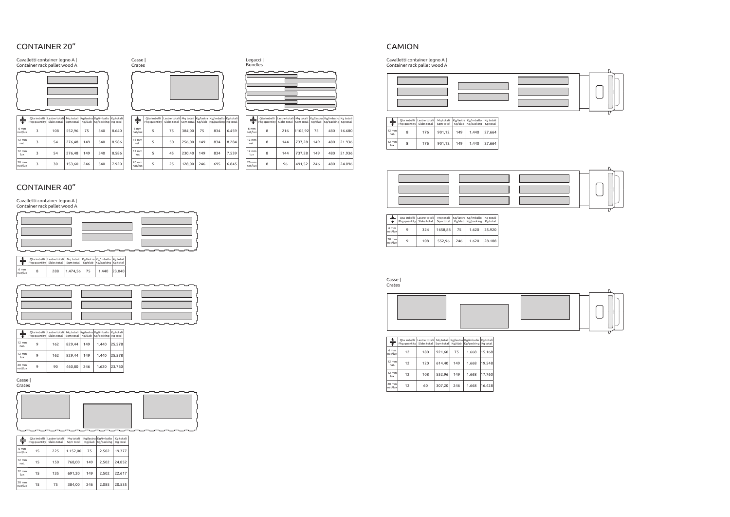# CONTAINER 20"

Cavalletti container legno A |
Container rack pallet wood A

| | Qta imballi Pkg quantity | Lastre totali Slabs total | Mq totali Sqm total | Kg/lastra Kg/slab | Kg/imballo Kg/packing | Kg totali Kg total |
|---|---|---|---|---|---|---|
| 6 mm nat/lux | 3 | 108 | 552,96 | 75 | 540 | 8.640 |
| 12 mm nat. | 3 | 54 | 276,48 | 149 | 540 | 8.586 |
| 12 mm lux | 3 | 54 | 276,48 | 149 | 540 | 8.586 |
| 20 mm nat/lux | 3 | 30 | 153,60 | 246 | 540 | 7.920 |

Casse |
Crates

| | Qta imballi Pkg quantity | Lastre totali Slabs total | Mq totali Sqm total | Kg/lastra Kg/slab | Kg/imballo Kg/packing | Kg totali Kg total |
|---|---|---|---|---|---|---|
| 6 mm nat/lux | 5 | 75 | 384,00 | 75 | 834 | 6.459 |
| 12 mm nat. | 5 | 50 | 256,00 | 149 | 834 | 8.284 |
| 12 mm lux | 5 | 45 | 230,40 | 149 | 834 | 7.539 |
| 20 mm nat/lux | 5 | 25 | 128,00 | 246 | 695 | 6.845 |

Legacci |
Bundles

| | Qta imballi Pkg quantity | Lastre totali Slabs total | Mq totali Sqm total | Kg/lastra Kg/slab | Kg/imballo Kg/packing | Kg totali Kg total |
|---|---|---|---|---|---|---|
| 6 mm nat/lux | 8 | 216 | 1105,92 | 75 | 480 | 16.680 |
| 12 mm nat. | 8 | 144 | 737,28 | 149 | 480 | 21.936 |
| 12 mm lux | 8 | 144 | 737,28 | 149 | 480 | 21.936 |
| 20 mm nat/lux | 8 | 96 | 491,52 | 246 | 480 | 24.096 |

# CONTAINER 40"

Cavalletti container legno A |
Container rack pallet wood A

| | Qta imballi Pkg quantity | Lastre totali Slabs total | Mq totali Sqm total | Kg/lastra Kg/slab | Kg/imballo Kg/packing | Kg totali Kg total |
|---|---|---|---|---|---|---|
| 6 mm nat/lux | 8 | 288 | 1.474,56 | 75 | 1.440 | 23.040 |

| | Qta imballi Pkg quantity | Lastre totali Slabs total | Mq totali Sqm total | Kg/lastra Kg/slab | Kg/imballo Kg/packing | Kg totali Kg total |
|---|---|---|---|---|---|---|
| 12 mm nat. | 9 | 162 | 829,44 | 149 | 1.440 | 25.578 |
| 12 mm lux | 9 | 162 | 829,44 | 149 | 1.440 | 25.578 |
| 20 mm nat/lux | 9 | 90 | 460,80 | 246 | 1.620 | 23.760 |

Casse |
Crates

| | Qta imballi Pkg quantity | Lastre totali Slabs total | Mq totali Sqm total | Kg/lastra Kg/slab | Kg/imballo Kg/packing | Kg totali Kg total |
|---|---|---|---|---|---|---|
| 6 mm nat/lux | 15 | 225 | 1.152,00 | 75 | 2.502 | 19.377 |
| 12 mm nat. | 15 | 150 | 768,00 | 149 | 2.502 | 24.852 |
| 12 mm lux | 15 | 135 | 691,20 | 149 | 2.502 | 22.617 |
| 20 mm nat/lux | 15 | 75 | 384,00 | 246 | 2.085 | 20.535 |

# CAMION

Cavalletti container legno A |
Container rack pallet wood A

| | Qta imballi Pkg quantity | Lastre totali Slabs total | Mq totali Sqm total | Kg/lastra Kg/slab | Kg/imballo Kg/packing | Kg totali Kg total |
|---|---|---|---|---|---|---|
| 12 mm nat. | 8 | 176 | 901,12 | 149 | 1.440 | 27.664 |
| 12 mm lux | 8 | 176 | 901,12 | 149 | 1.440 | 27.664 |

| | Qta imballi Pkg quantity | Lastre totali Slabs total | Mq totali Sqm total | Kg/lastra Kg/slab | Kg/imballo Kg/packing | Kg totali Kg total |
|---|---|---|---|---|---|---|
| 6 mm nat/lux | 9 | 324 | 1658,88 | 75 | 1.620 | 25.920 |
| 20 mm nat/lux | 9 | 108 | 552,96 | 246 | 1.620 | 28.188 |

Casse |
Crates

| | Qta imballi Pkg quantity | Lastre totali Slabs total | Mq totali Sqm total | Kg/lastra Kg/slab | Kg/imballo Kg/packing | Kg totali Kg total |
|---|---|---|---|---|---|---|
| 6 mm nat/lux | 12 | 180 | 921,60 | 75 | 1.668 | 15.168 |
| 12 mm nat. | 12 | 120 | 614,40 | 149 | 1.668 | 19.548 |
| 12 mm lux | 12 | 108 | 552,96 | 149 | 1.668 | 17.760 |
| 20 mm nat/lux | 12 | 60 | 307,20 | 246 | 1.668 | 16.428 |